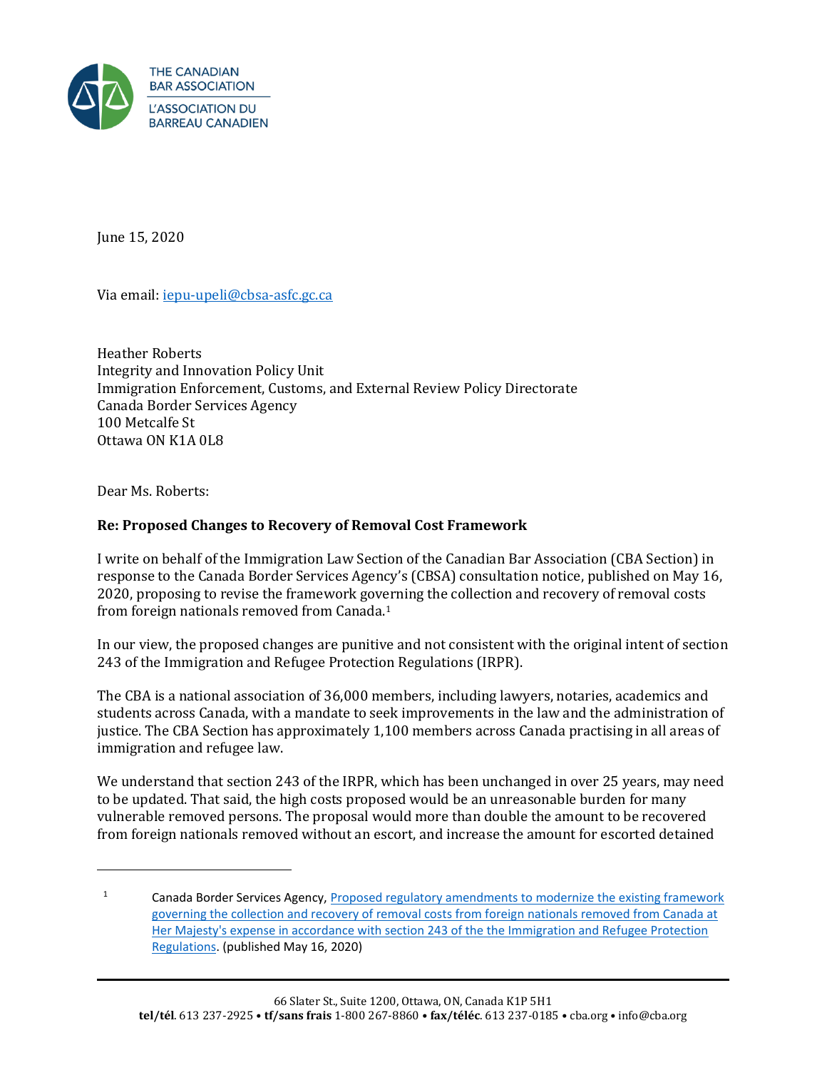THE CANADIAN BAR ASSOCIATION

L'ASSOCIATION DU BARREAU CANADIEN

June 15, 2020

Via email: iepu-upeli@cbsa-asfc.gc.ca

Heather Roberts
Integrity and Innovation Policy Unit
Immigration Enforcement, Customs, and External Review Policy Directorate
Canada Border Services Agency
100 Metcalfe St
Ottawa ON K1A 0L8

Dear Ms. Roberts:

**Re: Proposed Changes to Recovery of Removal Cost Framework**

I write on behalf of the Immigration Law Section of the Canadian Bar Association (CBA Section) in response to the Canada Border Services Agency's (CBSA) consultation notice, published on May 16, 2020, proposing to revise the framework governing the collection and recovery of removal costs from foreign nationals removed from Canada.[1]

In our view, the proposed changes are punitive and not consistent with the original intent of section 243 of the Immigration and Refugee Protection Regulations (IRPR).

The CBA is a national association of 36,000 members, including lawyers, notaries, academics and students across Canada, with a mandate to seek improvements in the law and the administration of justice. The CBA Section has approximately 1,100 members across Canada practising in all areas of immigration and refugee law.

We understand that section 243 of the IRPR, which has been unchanged in over 25 years, may need to be updated. That said, the high costs proposed would be an unreasonable burden for many vulnerable removed persons. The proposal would more than double the amount to be recovered from foreign nationals removed without an escort, and increase the amount for escorted detained

---

[1] Canada Border Services Agency, Proposed regulatory amendments to modernize the existing framework governing the collection and recovery of removal costs from foreign nationals removed from Canada at Her Majesty's expense in accordance with section 243 of the the Immigration and Refugee Protection Regulations. (published May 16, 2020)

66 Slater St., Suite 1200, Ottawa, ON, Canada K1P 5H1
**tel/tél**. 613 237-2925 • **tf/sans frais** 1-800 267-8860 • **fax/téléc**. 613 237-0185 • cba.org • info@cba.org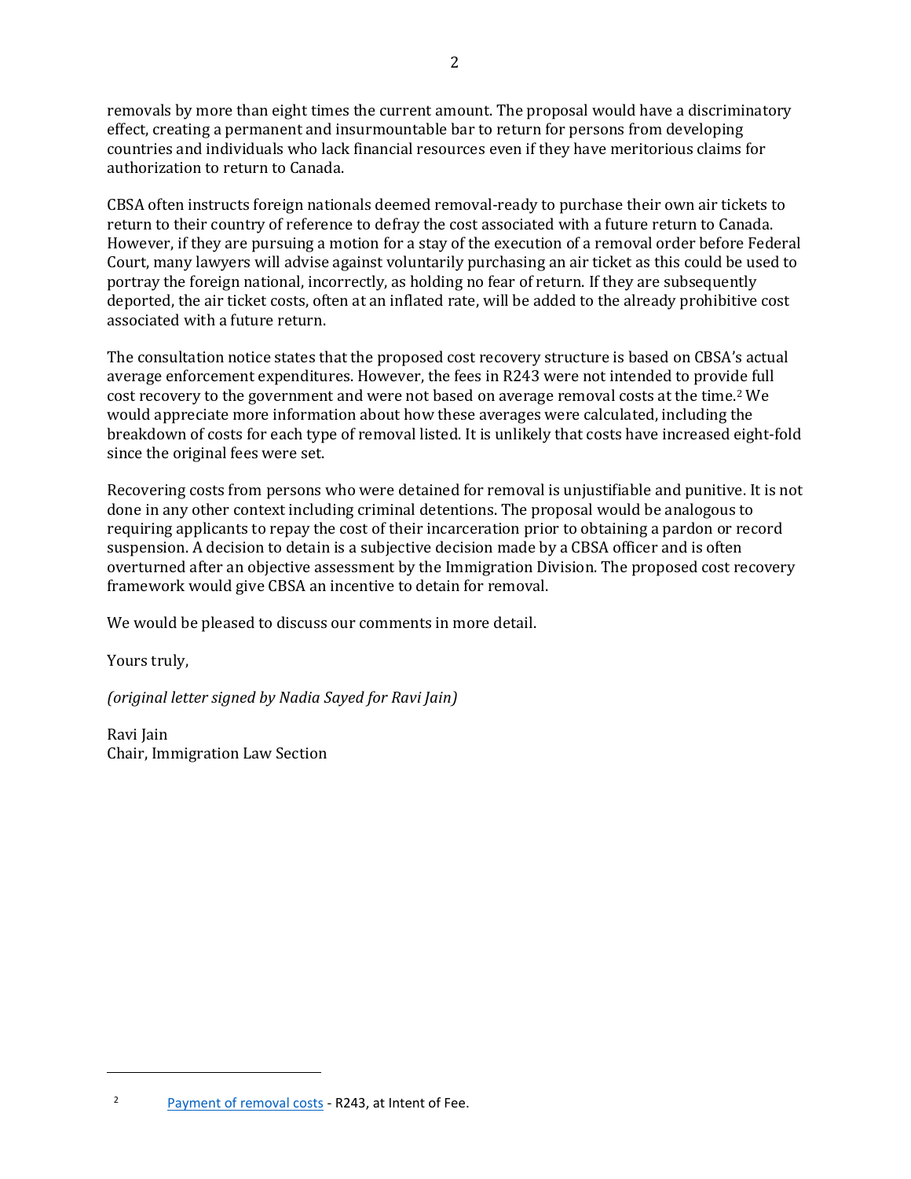removals by more than eight times the current amount. The proposal would have a discriminatory effect, creating a permanent and insurmountable bar to return for persons from developing countries and individuals who lack financial resources even if they have meritorious claims for authorization to return to Canada.

CBSA often instructs foreign nationals deemed removal-ready to purchase their own air tickets to return to their country of reference to defray the cost associated with a future return to Canada. However, if they are pursuing a motion for a stay of the execution of a removal order before Federal Court, many lawyers will advise against voluntarily purchasing an air ticket as this could be used to portray the foreign national, incorrectly, as holding no fear of return. If they are subsequently deported, the air ticket costs, often at an inflated rate, will be added to the already prohibitive cost associated with a future return.

The consultation notice states that the proposed cost recovery structure is based on CBSA's actual average enforcement expenditures. However, the fees in R243 were not intended to provide full cost recovery to the government and were not based on average removal costs at the time.[2] We would appreciate more information about how these averages were calculated, including the breakdown of costs for each type of removal listed. It is unlikely that costs have increased eight-fold since the original fees were set.

Recovering costs from persons who were detained for removal is unjustifiable and punitive. It is not done in any other context including criminal detentions. The proposal would be analogous to requiring applicants to repay the cost of their incarceration prior to obtaining a pardon or record suspension. A decision to detain is a subjective decision made by a CBSA officer and is often overturned after an objective assessment by the Immigration Division. The proposed cost recovery framework would give CBSA an incentive to detain for removal.

We would be pleased to discuss our comments in more detail.

Yours truly,

*(original letter signed by Nadia Sayed for Ravi Jain)*

Ravi Jain
Chair, Immigration Law Section

---

[2] Payment of removal costs - R243, at Intent of Fee.